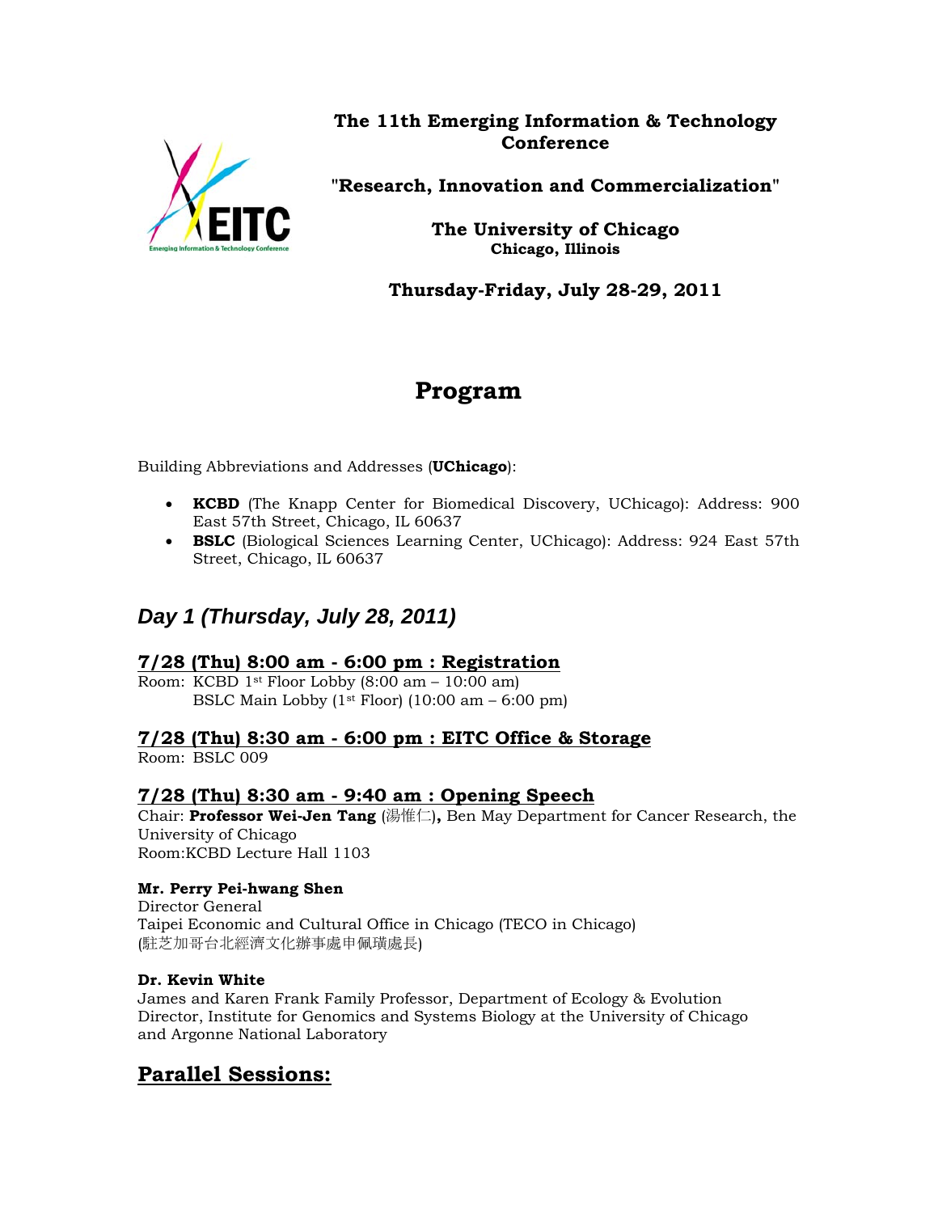# The 11th Emerging Information & Technology Conference

**"Research, Innovation and Commercialization"**

**The University of Chicago**
**Chicago, Illinois**

**Thursday-Friday, July 28-29, 2011**

# Program

Building Abbreviations and Addresses (**UChicago**):

- **KCBD** (The Knapp Center for Biomedical Discovery, UChicago): Address: 900 East 57th Street, Chicago, IL 60637
- **BSLC** (Biological Sciences Learning Center, UChicago): Address: 924 East 57th Street, Chicago, IL 60637

## *Day 1 (Thursday, July 28, 2011)*

### 7/28 (Thu) 8:00 am - 6:00 pm : Registration

Room: KCBD 1st Floor Lobby (8:00 am – 10:00 am)
BSLC Main Lobby (1st Floor) (10:00 am – 6:00 pm)

### 7/28 (Thu) 8:30 am - 6:00 pm : EITC Office & Storage

Room: BSLC 009

### 7/28 (Thu) 8:30 am - 9:40 am : Opening Speech

Chair: **Professor Wei-Jen Tang** (湯惟仁)**,** Ben May Department for Cancer Research, the University of Chicago
Room:KCBD Lecture Hall 1103

**Mr. Perry Pei-hwang Shen**
Director General
Taipei Economic and Cultural Office in Chicago (TECO in Chicago)
(駐芝加哥台北經濟文化辦事處申佩璜處長)

**Dr. Kevin White**
James and Karen Frank Family Professor, Department of Ecology & Evolution
Director, Institute for Genomics and Systems Biology at the University of Chicago and Argonne National Laboratory

## Parallel Sessions: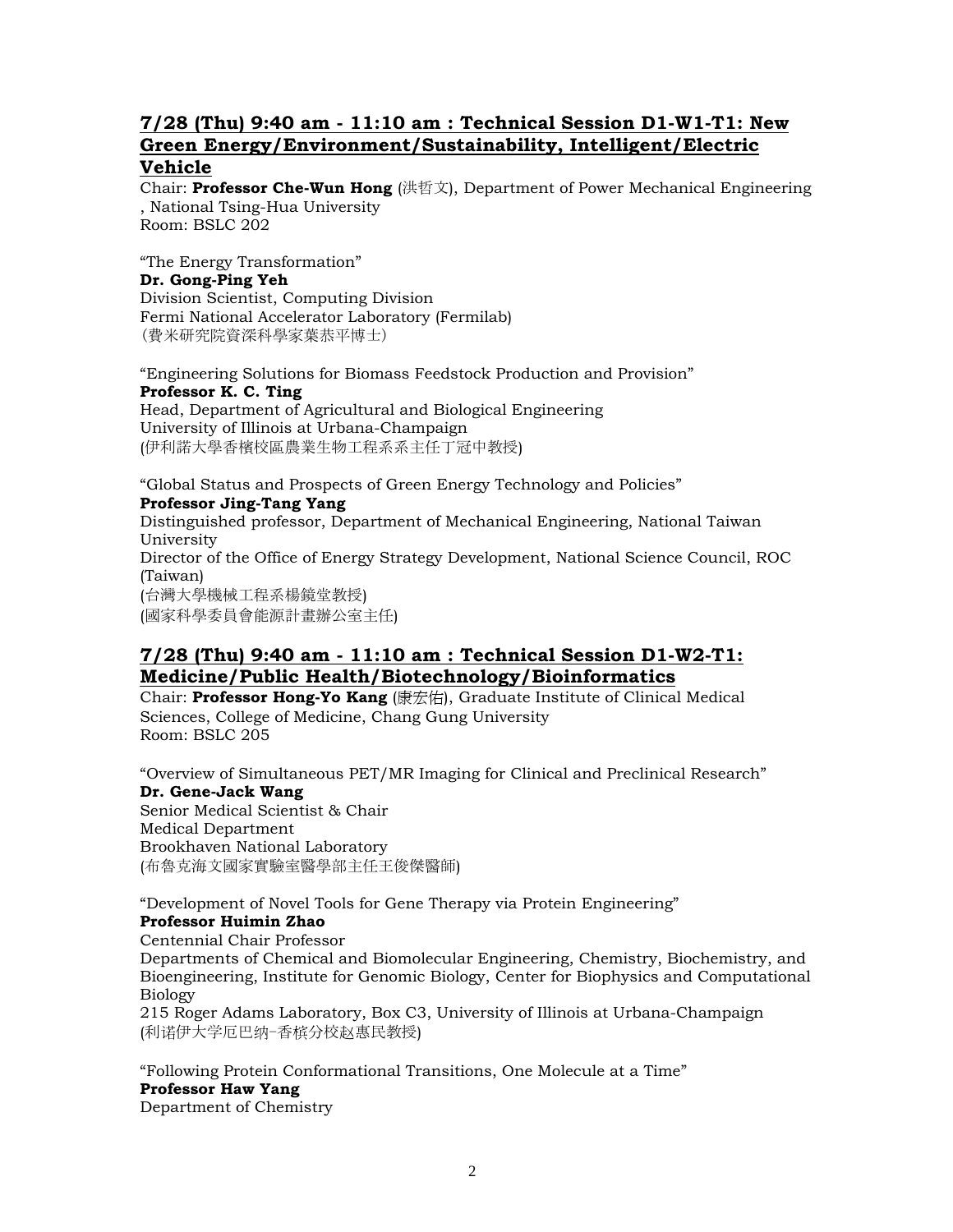## 7/28 (Thu) 9:40 am - 11:10 am : Technical Session D1-W1-T1: New Green Energy/Environment/Sustainability, Intelligent/Electric Vehicle

Chair: **Professor Che-Wun Hong** (洪哲文), Department of Power Mechanical Engineering, National Tsing-Hua University
Room: BSLC 202

"The Energy Transformation"
**Dr. Gong-Ping Yeh**
Division Scientist, Computing Division
Fermi National Accelerator Laboratory (Fermilab)
(費米研究院資深科學家葉恭平博士)

"Engineering Solutions for Biomass Feedstock Production and Provision"
**Professor K. C. Ting**
Head, Department of Agricultural and Biological Engineering
University of Illinois at Urbana-Champaign
(伊利諾大學香檳校區農業生物工程系系主任丁冠中教授)

"Global Status and Prospects of Green Energy Technology and Policies"
**Professor Jing-Tang Yang**
Distinguished professor, Department of Mechanical Engineering, National Taiwan University
Director of the Office of Energy Strategy Development, National Science Council, ROC (Taiwan)
(台灣大學機械工程系楊鏡堂教授)
(國家科學委員會能源計畫辦公室主任)

## 7/28 (Thu) 9:40 am - 11:10 am : Technical Session D1-W2-T1: Medicine/Public Health/Biotechnology/Bioinformatics

Chair: **Professor Hong-Yo Kang** (康宏佑), Graduate Institute of Clinical Medical Sciences, College of Medicine, Chang Gung University
Room: BSLC 205

"Overview of Simultaneous PET/MR Imaging for Clinical and Preclinical Research"
**Dr. Gene-Jack Wang**
Senior Medical Scientist & Chair
Medical Department
Brookhaven National Laboratory
(布魯克海文國家實驗室醫學部主任王俊傑醫師)

"Development of Novel Tools for Gene Therapy via Protein Engineering"
**Professor Huimin Zhao**
Centennial Chair Professor
Departments of Chemical and Biomolecular Engineering, Chemistry, Biochemistry, and Bioengineering, Institute for Genomic Biology, Center for Biophysics and Computational Biology
215 Roger Adams Laboratory, Box C3, University of Illinois at Urbana-Champaign
(利诺伊大学厄巴纳-香槟分校赵惠民教授)

"Following Protein Conformational Transitions, One Molecule at a Time"
**Professor Haw Yang**
Department of Chemistry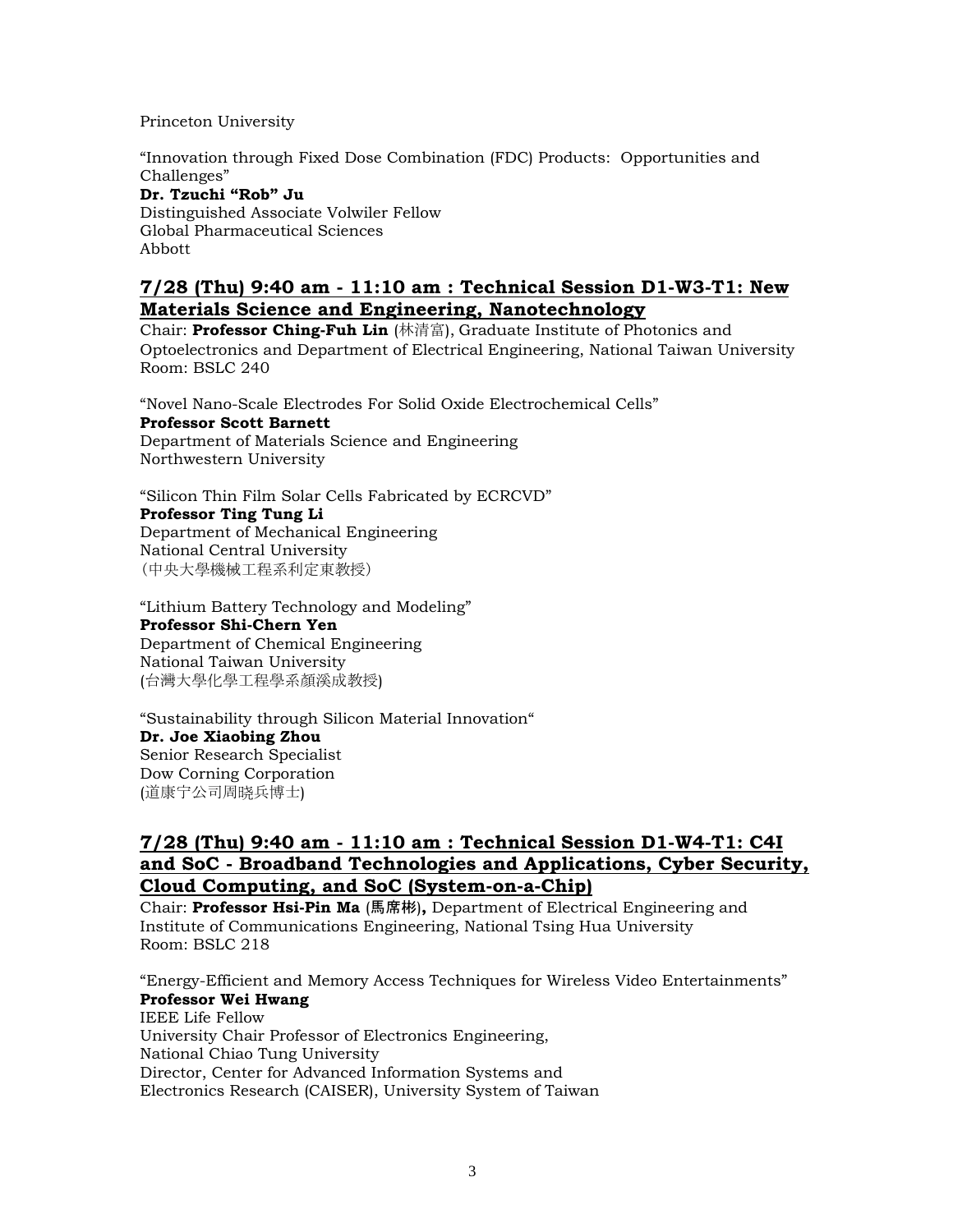Princeton University

"Innovation through Fixed Dose Combination (FDC) Products: Opportunities and Challenges"
**Dr. Tzuchi "Rob" Ju**
Distinguished Associate Volwiler Fellow
Global Pharmaceutical Sciences
Abbott

## 7/28 (Thu) 9:40 am - 11:10 am : Technical Session D1-W3-T1: New Materials Science and Engineering, Nanotechnology

Chair: **Professor Ching-Fuh Lin** (林清富), Graduate Institute of Photonics and Optoelectronics and Department of Electrical Engineering, National Taiwan University
Room: BSLC 240

"Novel Nano-Scale Electrodes For Solid Oxide Electrochemical Cells"
**Professor Scott Barnett**
Department of Materials Science and Engineering
Northwestern University

"Silicon Thin Film Solar Cells Fabricated by ECRCVD"
**Professor Ting Tung Li**
Department of Mechanical Engineering
National Central University
（中央大學機械工程系利定東教授）

"Lithium Battery Technology and Modeling"
**Professor Shi-Chern Yen**
Department of Chemical Engineering
National Taiwan University
(台灣大學化學工程學系顏溪成教授)

"Sustainability through Silicon Material Innovation"
**Dr. Joe Xiaobing Zhou**
Senior Research Specialist
Dow Corning Corporation
(道康宁公司周晓兵博士)

## 7/28 (Thu) 9:40 am - 11:10 am : Technical Session D1-W4-T1: C4I and SoC - Broadband Technologies and Applications, Cyber Security, Cloud Computing, and SoC (System-on-a-Chip)

Chair: **Professor Hsi-Pin Ma** (馬席彬)**,** Department of Electrical Engineering and Institute of Communications Engineering, National Tsing Hua University
Room: BSLC 218

"Energy-Efficient and Memory Access Techniques for Wireless Video Entertainments"
**Professor Wei Hwang**
IEEE Life Fellow
University Chair Professor of Electronics Engineering,
National Chiao Tung University
Director, Center for Advanced Information Systems and
Electronics Research (CAISER), University System of Taiwan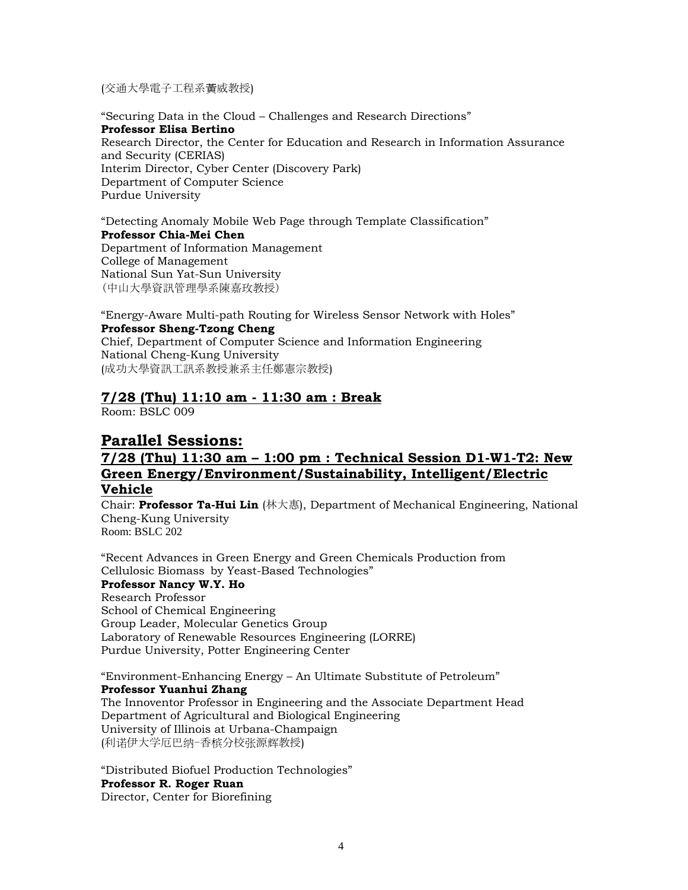(交通大學電子工程系黃威教授)

“Securing Data in the Cloud – Challenges and Research Directions”
**Professor Elisa Bertino**
Research Director, the Center for Education and Research in Information Assurance and Security (CERIAS)
Interim Director, Cyber Center (Discovery Park)
Department of Computer Science
Purdue University

“Detecting Anomaly Mobile Web Page through Template Classification”
**Professor Chia-Mei Chen**
Department of Information Management
College of Management
National Sun Yat-Sun University
（中山大學資訊管理學系陳嘉玫教授）

“Energy-Aware Multi-path Routing for Wireless Sensor Network with Holes”
**Professor Sheng-Tzong Cheng**
Chief, Department of Computer Science and Information Engineering
National Cheng-Kung University
(成功大學資訊工訊系教授兼系主任鄭憲宗教授)

## 7/28 (Thu) 11:10 am - 11:30 am : Break

Room: BSLC 009

# Parallel Sessions:

## 7/28 (Thu) 11:30 am – 1:00 pm : Technical Session D1-W1-T2: New Green Energy/Environment/Sustainability, Intelligent/Electric Vehicle

Chair: **Professor Ta-Hui Lin** (林大惠), Department of Mechanical Engineering, National Cheng-Kung University
Room: BSLC 202

“Recent Advances in Green Energy and Green Chemicals Production from Cellulosic Biomass by Yeast-Based Technologies”
**Professor Nancy W.Y. Ho**
Research Professor
School of Chemical Engineering
Group Leader, Molecular Genetics Group
Laboratory of Renewable Resources Engineering (LORRE)
Purdue University, Potter Engineering Center

“Environment-Enhancing Energy – An Ultimate Substitute of Petroleum”
**Professor Yuanhui Zhang**
The Innoventor Professor in Engineering and the Associate Department Head
Department of Agricultural and Biological Engineering
University of Illinois at Urbana-Champaign
(利诺伊大学厄巴纳-香槟分校张源辉教授)

“Distributed Biofuel Production Technologies”
**Professor R. Roger Ruan**
Director, Center for Biorefining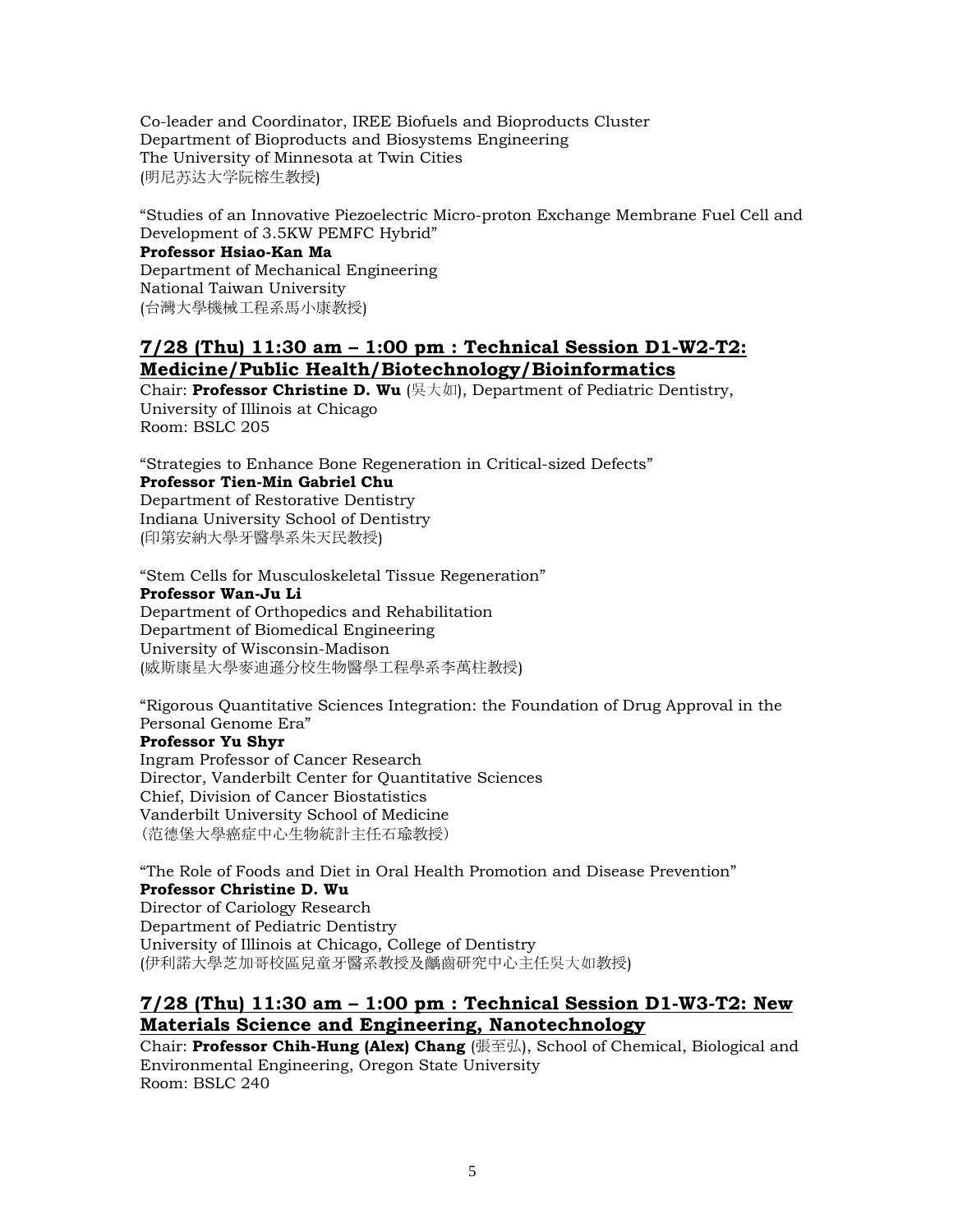Co-leader and Coordinator, IREE Biofuels and Bioproducts Cluster
Department of Bioproducts and Biosystems Engineering
The University of Minnesota at Twin Cities
(明尼苏达大学阮榕生教授)

"Studies of an Innovative Piezoelectric Micro-proton Exchange Membrane Fuel Cell and Development of 3.5KW PEMFC Hybrid"
**Professor Hsiao-Kan Ma**
Department of Mechanical Engineering
National Taiwan University
(台灣大學機械工程系馬小康教授)

## 7/28 (Thu) 11:30 am – 1:00 pm : Technical Session D1-W2-T2: Medicine/Public Health/Biotechnology/Bioinformatics

Chair: **Professor Christine D. Wu** (吳大如), Department of Pediatric Dentistry, University of Illinois at Chicago
Room: BSLC 205

"Strategies to Enhance Bone Regeneration in Critical-sized Defects"
**Professor Tien-Min Gabriel Chu**
Department of Restorative Dentistry
Indiana University School of Dentistry
(印第安納大學牙醫學系朱天民教授)

"Stem Cells for Musculoskeletal Tissue Regeneration"
**Professor Wan-Ju Li**
Department of Orthopedics and Rehabilitation
Department of Biomedical Engineering
University of Wisconsin-Madison
(威斯康星大學麥迪遜分校生物醫學工程學系李萬柱教授)

"Rigorous Quantitative Sciences Integration: the Foundation of Drug Approval in the Personal Genome Era"
**Professor Yu Shyr**
Ingram Professor of Cancer Research
Director, Vanderbilt Center for Quantitative Sciences
Chief, Division of Cancer Biostatistics
Vanderbilt University School of Medicine
(范德堡大學癌症中心生物統計主任石瑜教授)

"The Role of Foods and Diet in Oral Health Promotion and Disease Prevention"
**Professor Christine D. Wu**
Director of Cariology Research
Department of Pediatric Dentistry
University of Illinois at Chicago, College of Dentistry
(伊利諾大學芝加哥校區兒童牙醫系教授及齲齒研究中心主任吳大如教授)

## 7/28 (Thu) 11:30 am – 1:00 pm : Technical Session D1-W3-T2: New Materials Science and Engineering, Nanotechnology

Chair: **Professor Chih-Hung (Alex) Chang** (張至弘), School of Chemical, Biological and Environmental Engineering, Oregon State University
Room: BSLC 240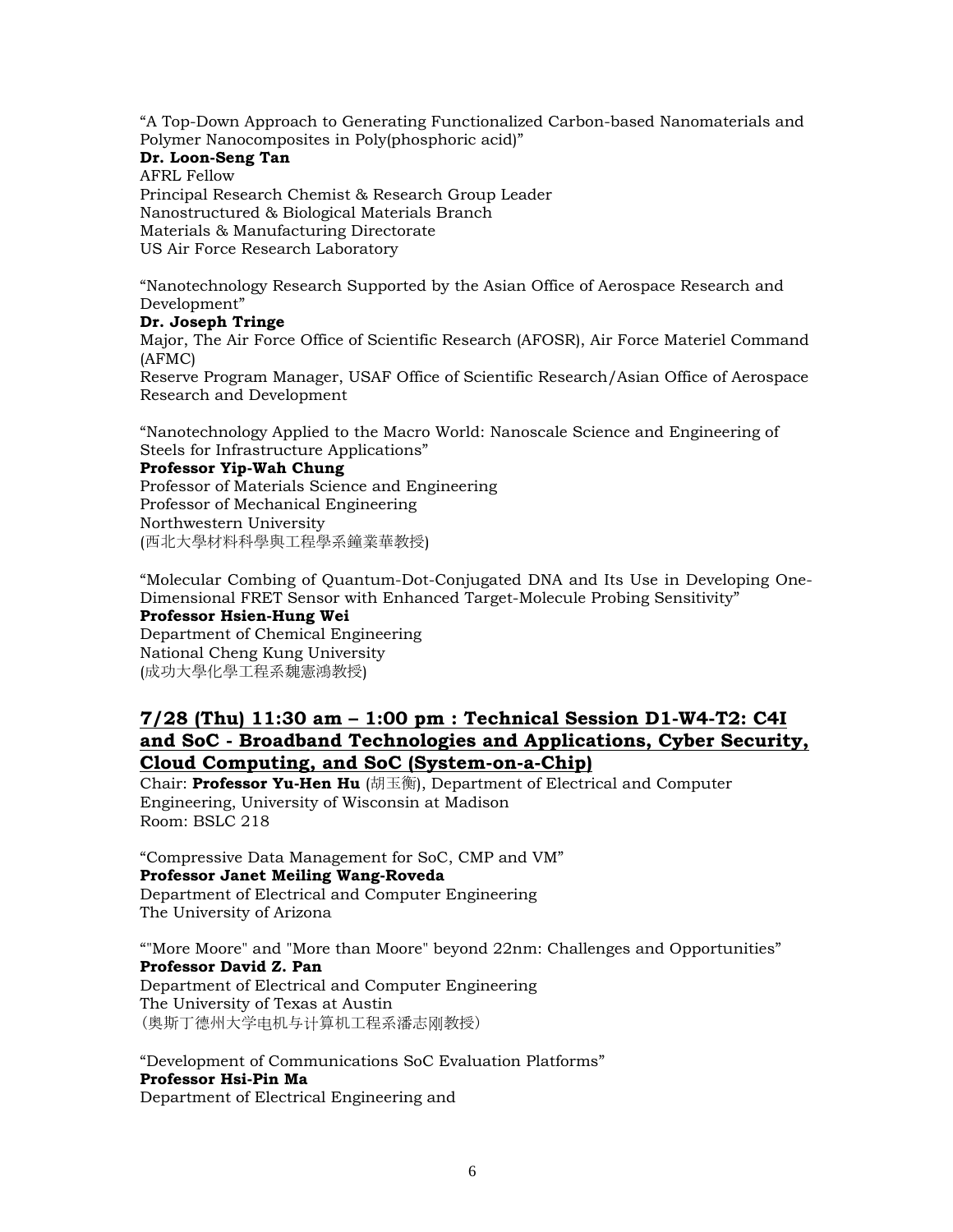"A Top-Down Approach to Generating Functionalized Carbon-based Nanomaterials and Polymer Nanocomposites in Poly(phosphoric acid)"
**Dr. Loon-Seng Tan**
AFRL Fellow
Principal Research Chemist & Research Group Leader
Nanostructured & Biological Materials Branch
Materials & Manufacturing Directorate
US Air Force Research Laboratory

"Nanotechnology Research Supported by the Asian Office of Aerospace Research and Development"
**Dr. Joseph Tringe**
Major, The Air Force Office of Scientific Research (AFOSR), Air Force Materiel Command (AFMC)
Reserve Program Manager, USAF Office of Scientific Research/Asian Office of Aerospace Research and Development

"Nanotechnology Applied to the Macro World: Nanoscale Science and Engineering of Steels for Infrastructure Applications"
**Professor Yip-Wah Chung**
Professor of Materials Science and Engineering
Professor of Mechanical Engineering
Northwestern University
(西北大學材料科學與工程學系鐘業華教授)

"Molecular Combing of Quantum-Dot-Conjugated DNA and Its Use in Developing One-Dimensional FRET Sensor with Enhanced Target-Molecule Probing Sensitivity"
**Professor Hsien-Hung Wei**
Department of Chemical Engineering
National Cheng Kung University
(成功大學化學工程系魏憲鴻教授)

## 7/28 (Thu) 11:30 am – 1:00 pm : Technical Session D1-W4-T2: C4I and SoC - Broadband Technologies and Applications, Cyber Security, Cloud Computing, and SoC (System-on-a-Chip)

Chair: **Professor Yu-Hen Hu** (胡玉衡), Department of Electrical and Computer Engineering, University of Wisconsin at Madison
Room: BSLC 218

"Compressive Data Management for SoC, CMP and VM"
**Professor Janet Meiling Wang-Roveda**
Department of Electrical and Computer Engineering
The University of Arizona

""More Moore" and "More than Moore" beyond 22nm: Challenges and Opportunities"
**Professor David Z. Pan**
Department of Electrical and Computer Engineering
The University of Texas at Austin
(奥斯丁德州大学电机与计算机工程系潘志刚教授)

"Development of Communications SoC Evaluation Platforms"
**Professor Hsi-Pin Ma**
Department of Electrical Engineering and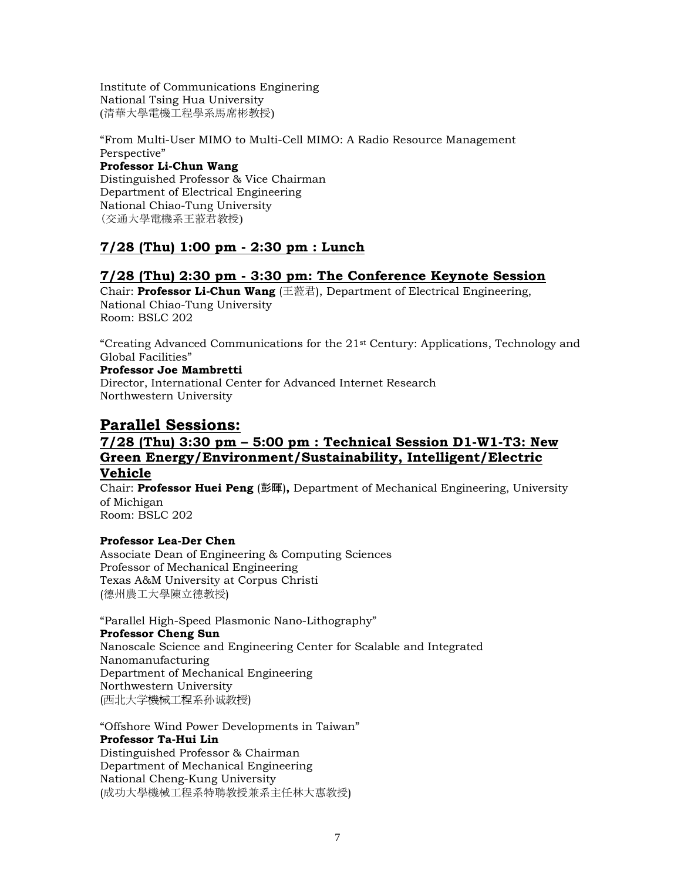Institute of Communications Enginering
National Tsing Hua University
(清華大學電機工程學系馬席彬教授)

"From Multi-User MIMO to Multi-Cell MIMO: A Radio Resource Management Perspective"
**Professor Li-Chun Wang**
Distinguished Professor & Vice Chairman
Department of Electrical Engineering
National Chiao-Tung University
(交通大學電機系王蒞君教授)

## 7/28 (Thu) 1:00 pm - 2:30 pm : Lunch

## 7/28 (Thu) 2:30 pm - 3:30 pm: The Conference Keynote Session

Chair: **Professor Li-Chun Wang** (王蒞君), Department of Electrical Engineering, National Chiao-Tung University
Room: BSLC 202

"Creating Advanced Communications for the 21st Century: Applications, Technology and Global Facilities"
**Professor Joe Mambretti**
Director, International Center for Advanced Internet Research
Northwestern University

# Parallel Sessions:

## 7/28 (Thu) 3:30 pm – 5:00 pm : Technical Session D1-W1-T3: New Green Energy/Environment/Sustainability, Intelligent/Electric Vehicle

Chair: **Professor Huei Peng** (彭暉)**,** Department of Mechanical Engineering, University of Michigan
Room: BSLC 202

**Professor Lea-Der Chen**
Associate Dean of Engineering & Computing Sciences
Professor of Mechanical Engineering
Texas A&M University at Corpus Christi
(德州農工大學陳立德教授)

"Parallel High-Speed Plasmonic Nano-Lithography"
**Professor Cheng Sun**
Nanoscale Science and Engineering Center for Scalable and Integrated Nanomanufacturing
Department of Mechanical Engineering
Northwestern University
(西北大学機械工程系孙诚教授)

"Offshore Wind Power Developments in Taiwan"
**Professor Ta-Hui Lin**
Distinguished Professor & Chairman
Department of Mechanical Engineering
National Cheng-Kung University
(成功大學機械工程系特聘教授兼系主任林大惠教授)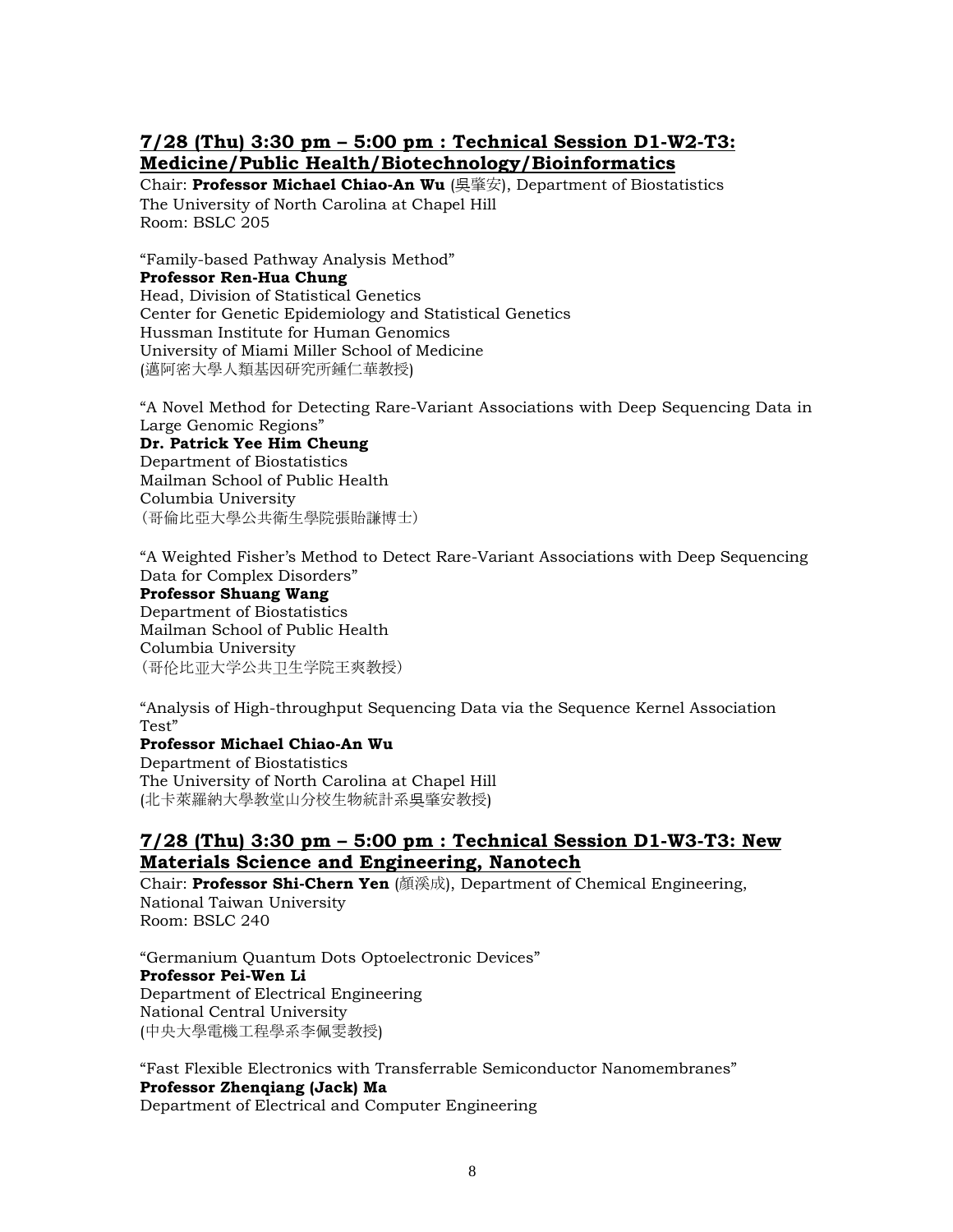## 7/28 (Thu) 3:30 pm – 5:00 pm : Technical Session D1-W2-T3: Medicine/Public Health/Biotechnology/Bioinformatics

Chair: **Professor Michael Chiao-An Wu** (吳肇安), Department of Biostatistics
The University of North Carolina at Chapel Hill
Room: BSLC 205

"Family-based Pathway Analysis Method"
**Professor Ren-Hua Chung**
Head, Division of Statistical Genetics
Center for Genetic Epidemiology and Statistical Genetics
Hussman Institute for Human Genomics
University of Miami Miller School of Medicine
(邁阿密大學人類基因研究所鍾仁華教授)

"A Novel Method for Detecting Rare-Variant Associations with Deep Sequencing Data in Large Genomic Regions"
**Dr. Patrick Yee Him Cheung**
Department of Biostatistics
Mailman School of Public Health
Columbia University
(哥倫比亞大學公共衛生學院張貽謙博士)

"A Weighted Fisher's Method to Detect Rare-Variant Associations with Deep Sequencing Data for Complex Disorders"
**Professor Shuang Wang**
Department of Biostatistics
Mailman School of Public Health
Columbia University
(哥伦比亚大学公共卫生学院王爽教授)

"Analysis of High-throughput Sequencing Data via the Sequence Kernel Association Test"
**Professor Michael Chiao-An Wu**
Department of Biostatistics
The University of North Carolina at Chapel Hill
(北卡萊羅納大學教堂山分校生物統計系吳肇安教授)

## 7/28 (Thu) 3:30 pm – 5:00 pm : Technical Session D1-W3-T3: New Materials Science and Engineering, Nanotech

Chair: **Professor Shi-Chern Yen** (顏溪成), Department of Chemical Engineering, National Taiwan University
Room: BSLC 240

"Germanium Quantum Dots Optoelectronic Devices"
**Professor Pei-Wen Li**
Department of Electrical Engineering
National Central University
(中央大學電機工程學系李佩雯教授)

"Fast Flexible Electronics with Transferrable Semiconductor Nanomembranes"
**Professor Zhenqiang (Jack) Ma**
Department of Electrical and Computer Engineering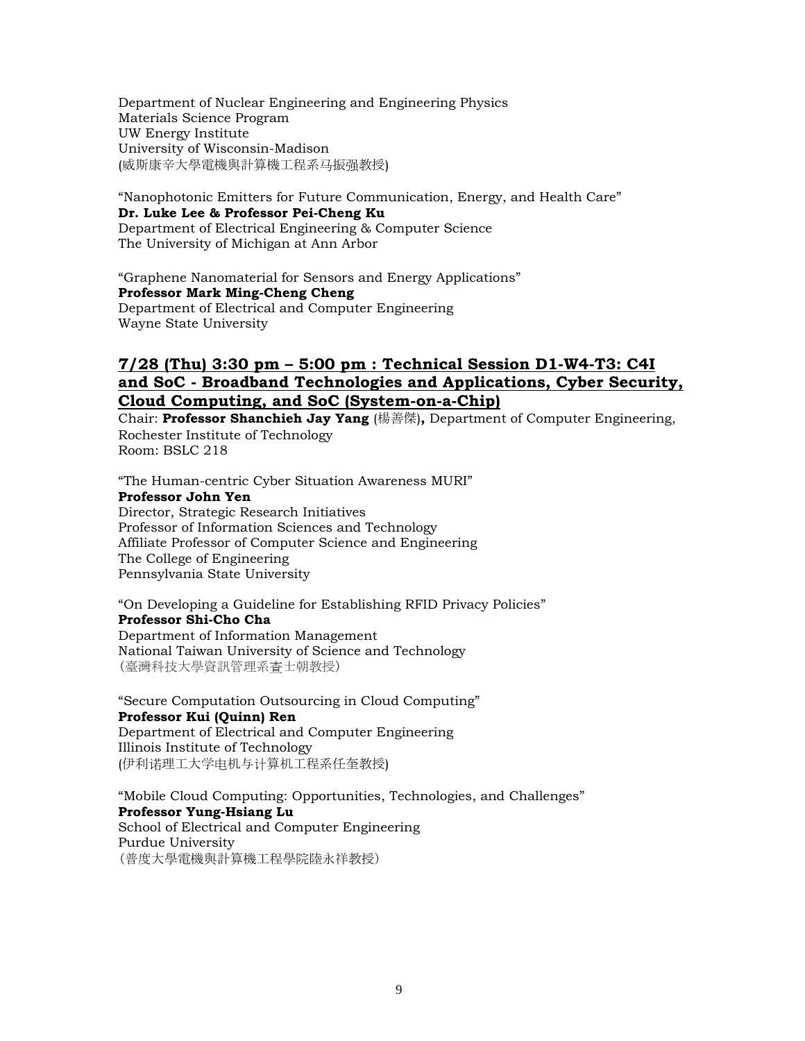Department of Nuclear Engineering and Engineering Physics
Materials Science Program
UW Energy Institute
University of Wisconsin-Madison
(威斯康辛大學電機與計算機工程系马振强教授)

"Nanophotonic Emitters for Future Communication, Energy, and Health Care"
**Dr. Luke Lee & Professor Pei-Cheng Ku**
Department of Electrical Engineering & Computer Science
The University of Michigan at Ann Arbor

"Graphene Nanomaterial for Sensors and Energy Applications"
**Professor Mark Ming-Cheng Cheng**
Department of Electrical and Computer Engineering
Wayne State University

## 7/28 (Thu) 3:30 pm – 5:00 pm : Technical Session D1-W4-T3: C4I and SoC - Broadband Technologies and Applications, Cyber Security, Cloud Computing, and SoC (System-on-a-Chip)

Chair: **Professor Shanchieh Jay Yang** (楊善傑)**,** Department of Computer Engineering, Rochester Institute of Technology
Room: BSLC 218

"The Human-centric Cyber Situation Awareness MURI"
**Professor John Yen**
Director, Strategic Research Initiatives
Professor of Information Sciences and Technology
Affiliate Professor of Computer Science and Engineering
The College of Engineering
Pennsylvania State University

"On Developing a Guideline for Establishing RFID Privacy Policies"
**Professor Shi-Cho Cha**
Department of Information Management
National Taiwan University of Science and Technology
(臺灣科技大學資訊管理系查士朝教授)

"Secure Computation Outsourcing in Cloud Computing"
**Professor Kui (Quinn) Ren**
Department of Electrical and Computer Engineering
Illinois Institute of Technology
(伊利诺理工大学电机与计算机工程系任奎教授)

"Mobile Cloud Computing: Opportunities, Technologies, and Challenges"
**Professor Yung-Hsiang Lu**
School of Electrical and Computer Engineering
Purdue University
(普度大學電機與計算機工程學院陸永祥教授)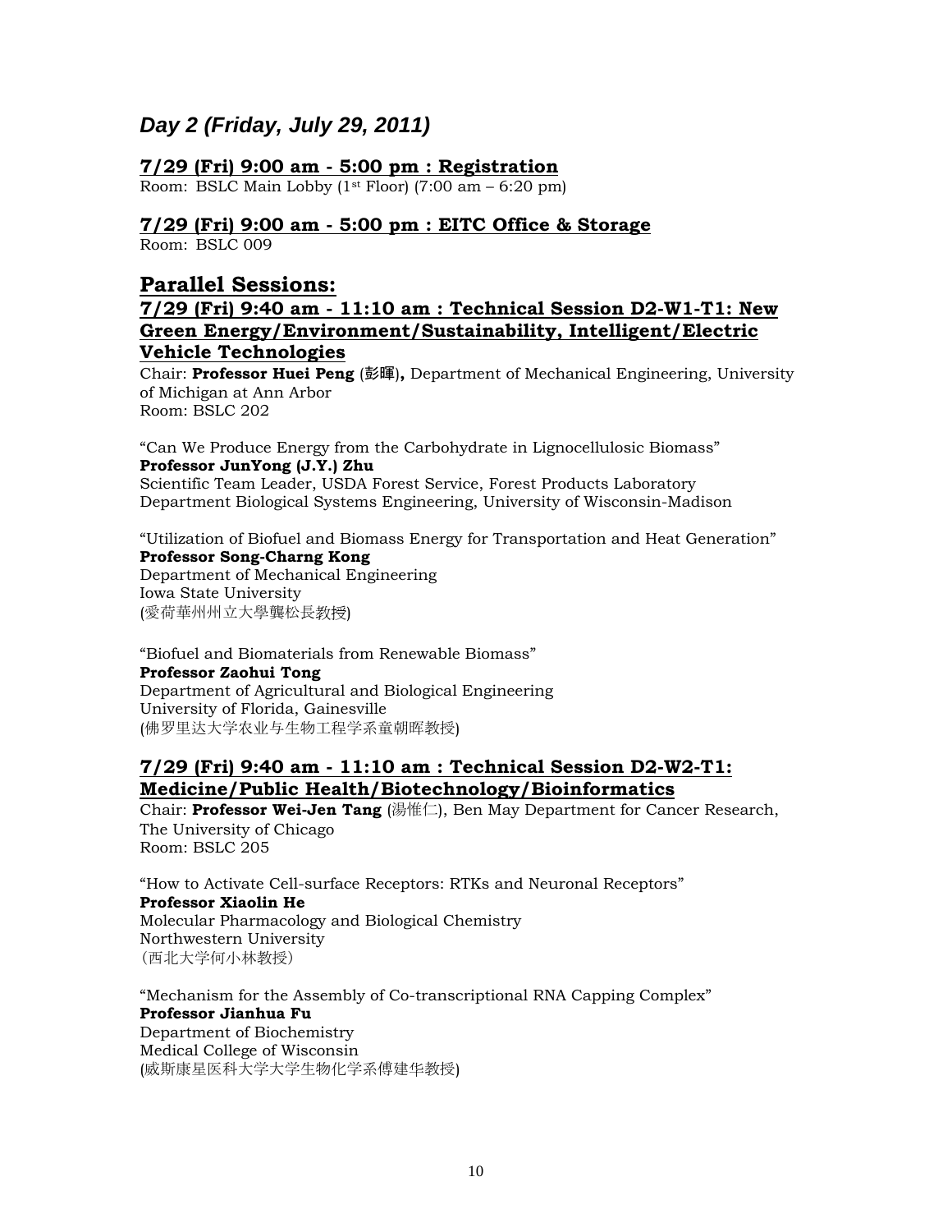## *Day 2 (Friday, July 29, 2011)*

### 7/29 (Fri) 9:00 am - 5:00 pm : Registration

Room: BSLC Main Lobby (1st Floor) (7:00 am – 6:20 pm)

### 7/29 (Fri) 9:00 am - 5:00 pm : EITC Office & Storage

Room: BSLC 009

## Parallel Sessions:

### 7/29 (Fri) 9:40 am - 11:10 am : Technical Session D2-W1-T1: New Green Energy/Environment/Sustainability, Intelligent/Electric Vehicle Technologies

Chair: **Professor Huei Peng** (彭暉)**,** Department of Mechanical Engineering, University of Michigan at Ann Arbor
Room: BSLC 202

"Can We Produce Energy from the Carbohydrate in Lignocellulosic Biomass"
**Professor JunYong (J.Y.) Zhu**
Scientific Team Leader, USDA Forest Service, Forest Products Laboratory
Department Biological Systems Engineering, University of Wisconsin-Madison

"Utilization of Biofuel and Biomass Energy for Transportation and Heat Generation"
**Professor Song-Charng Kong**
Department of Mechanical Engineering
Iowa State University
(愛荷華州州立大學龔松長教授)

"Biofuel and Biomaterials from Renewable Biomass"
**Professor Zaohui Tong**
Department of Agricultural and Biological Engineering
University of Florida, Gainesville
(佛罗里达大学农业与生物工程学系童朝晖教授)

### 7/29 (Fri) 9:40 am - 11:10 am : Technical Session D2-W2-T1: Medicine/Public Health/Biotechnology/Bioinformatics

Chair: **Professor Wei-Jen Tang** (湯惟仁), Ben May Department for Cancer Research, The University of Chicago
Room: BSLC 205

"How to Activate Cell-surface Receptors: RTKs and Neuronal Receptors"
**Professor Xiaolin He**
Molecular Pharmacology and Biological Chemistry
Northwestern University
（西北大学何小林教授）

"Mechanism for the Assembly of Co-transcriptional RNA Capping Complex"
**Professor Jianhua Fu**
Department of Biochemistry
Medical College of Wisconsin
(威斯康星医科大学大学生物化学系傅建华教授)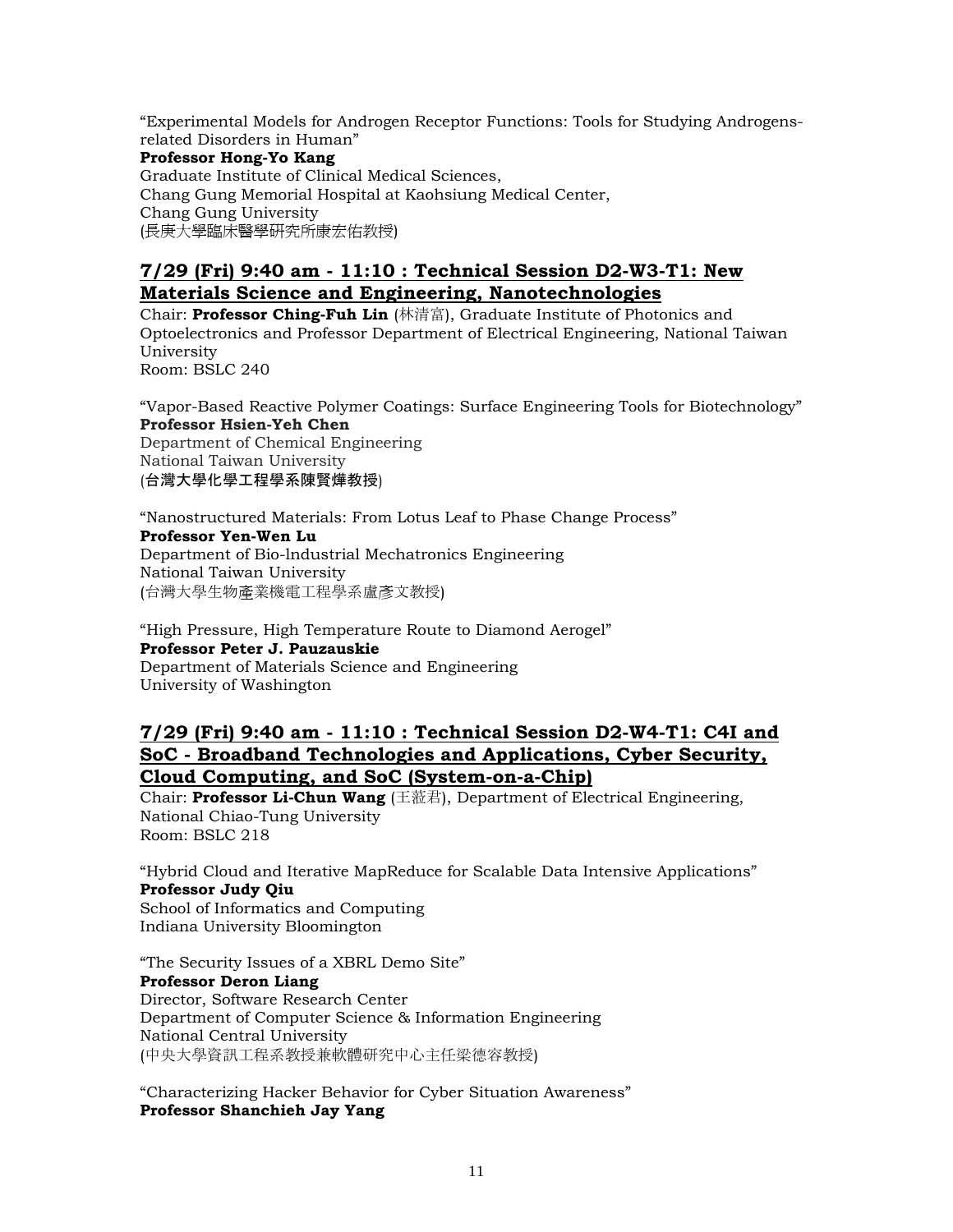"Experimental Models for Androgen Receptor Functions: Tools for Studying Androgens-related Disorders in Human"
**Professor Hong-Yo Kang**
Graduate Institute of Clinical Medical Sciences,
Chang Gung Memorial Hospital at Kaohsiung Medical Center,
Chang Gung University
(長庚大學臨床醫學研究所康宏佑教授)

## 7/29 (Fri) 9:40 am - 11:10 : Technical Session D2-W3-T1: New Materials Science and Engineering, Nanotechnologies

Chair: **Professor Ching-Fuh Lin** (林清富), Graduate Institute of Photonics and Optoelectronics and Professor Department of Electrical Engineering, National Taiwan University
Room: BSLC 240

"Vapor-Based Reactive Polymer Coatings: Surface Engineering Tools for Biotechnology"
**Professor Hsien-Yeh Chen**
Department of Chemical Engineering
National Taiwan University
(**台灣大學化學工程學系陳賢燁教授**)

"Nanostructured Materials: From Lotus Leaf to Phase Change Process"
**Professor Yen-Wen Lu**
Department of Bio-lndustrial Mechatronics Engineering
National Taiwan University
(台灣大學生物產業機電工程學系盧彥文教授)

"High Pressure, High Temperature Route to Diamond Aerogel"
**Professor Peter J. Pauzauskie**
Department of Materials Science and Engineering
University of Washington

## 7/29 (Fri) 9:40 am - 11:10 : Technical Session D2-W4-T1: C4I and SoC - Broadband Technologies and Applications, Cyber Security, Cloud Computing, and SoC (System-on-a-Chip)

Chair: **Professor Li-Chun Wang** (王蒞君), Department of Electrical Engineering, National Chiao-Tung University
Room: BSLC 218

"Hybrid Cloud and Iterative MapReduce for Scalable Data Intensive Applications"
**Professor Judy Qiu**
School of Informatics and Computing
Indiana University Bloomington

"The Security Issues of a XBRL Demo Site"
**Professor Deron Liang**
Director, Software Research Center
Department of Computer Science & Information Engineering
National Central University
(中央大學資訊工程系教授兼軟體研究中心主任梁德容教授)

"Characterizing Hacker Behavior for Cyber Situation Awareness"
**Professor Shanchieh Jay Yang**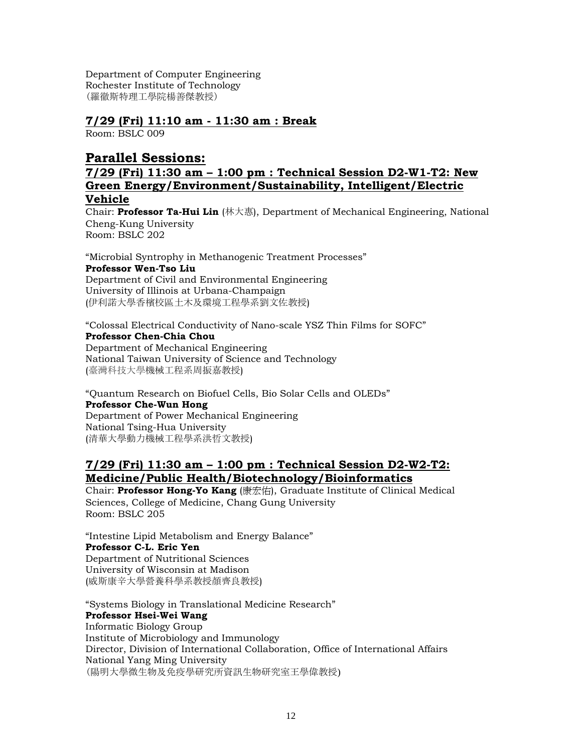Department of Computer Engineering
Rochester Institute of Technology
(羅徹斯特理工學院楊善傑教授)

### 7/29 (Fri) 11:10 am - 11:30 am : Break

Room: BSLC 009

## Parallel Sessions:

### 7/29 (Fri) 11:30 am – 1:00 pm : Technical Session D2-W1-T2: New Green Energy/Environment/Sustainability, Intelligent/Electric Vehicle

Chair: **Professor Ta-Hui Lin** (林大惠), Department of Mechanical Engineering, National Cheng-Kung University
Room: BSLC 202

"Microbial Syntrophy in Methanogenic Treatment Processes"
**Professor Wen-Tso Liu**
Department of Civil and Environmental Engineering
University of Illinois at Urbana-Champaign
(伊利諾大學香檳校區土木及環境工程學系劉文佐教授)

"Colossal Electrical Conductivity of Nano-scale YSZ Thin Films for SOFC"
**Professor Chen-Chia Chou**
Department of Mechanical Engineering
National Taiwan University of Science and Technology
(臺灣科技大學機械工程系周振嘉教授)

"Quantum Research on Biofuel Cells, Bio Solar Cells and OLEDs"
**Professor Che-Wun Hong**
Department of Power Mechanical Engineering
National Tsing-Hua University
(清華大學動力機械工程學系洪哲文教授)

### 7/29 (Fri) 11:30 am – 1:00 pm : Technical Session D2-W2-T2: Medicine/Public Health/Biotechnology/Bioinformatics

Chair: **Professor Hong-Yo Kang** (康宏佑), Graduate Institute of Clinical Medical Sciences, College of Medicine, Chang Gung University
Room: BSLC 205

"Intestine Lipid Metabolism and Energy Balance"
**Professor C-L. Eric Yen**
Department of Nutritional Sciences
University of Wisconsin at Madison
(威斯康辛大學營養科學系教授顏齊良教授)

"Systems Biology in Translational Medicine Research"
**Professor Hsei-Wei Wang**
Informatic Biology Group
Institute of Microbiology and Immunology
Director, Division of International Collaboration, Office of International Affairs
National Yang Ming University
(陽明大學微生物及免疫學研究所資訊生物研究室王學偉教授)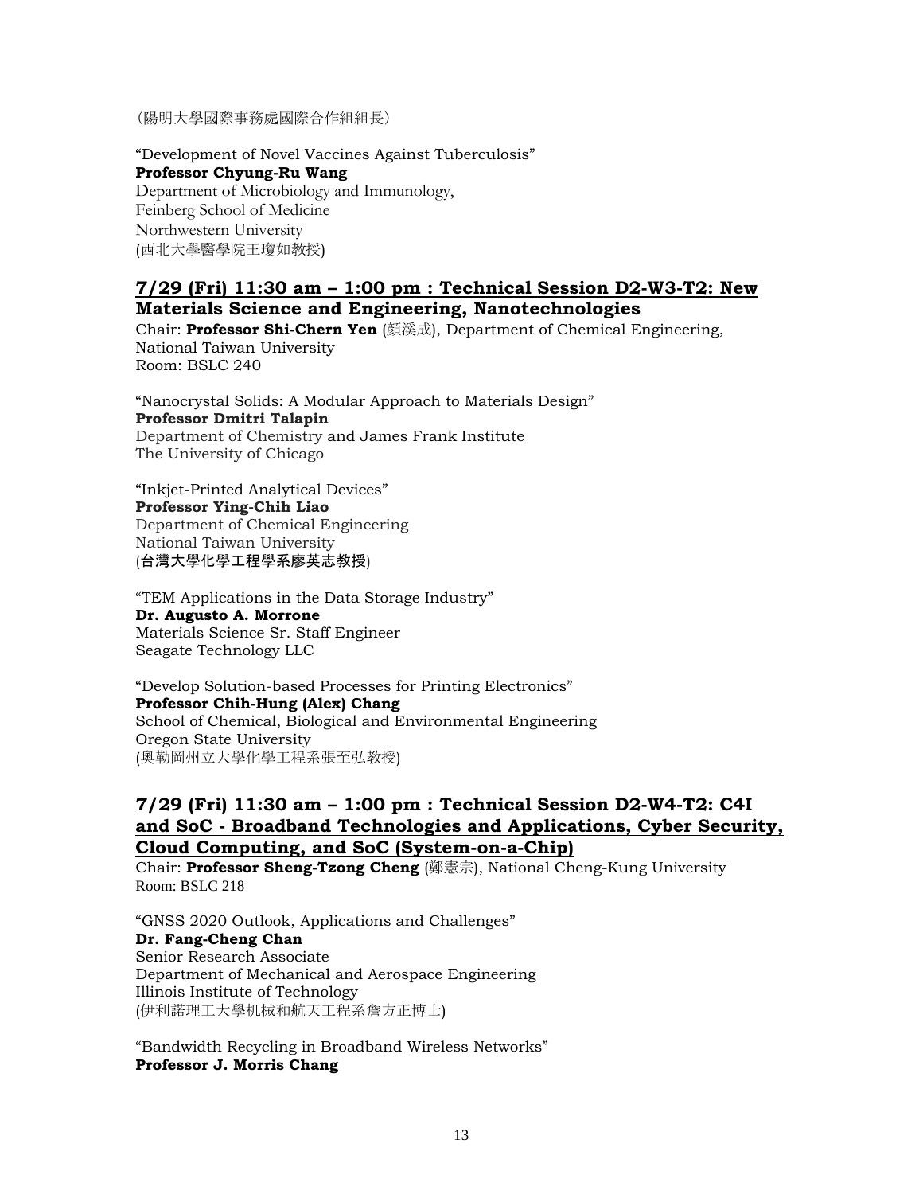（陽明大學國際事務處國際合作組組長）

"Development of Novel Vaccines Against Tuberculosis"
**Professor Chyung-Ru Wang**
Department of Microbiology and Immunology,
Feinberg School of Medicine
Northwestern University
(西北大學醫學院王瓊如教授)

## 7/29 (Fri) 11:30 am – 1:00 pm : Technical Session D2-W3-T2: New Materials Science and Engineering, Nanotechnologies

Chair: **Professor Shi-Chern Yen** (顏溪成), Department of Chemical Engineering, National Taiwan University
Room: BSLC 240

"Nanocrystal Solids: A Modular Approach to Materials Design"
**Professor Dmitri Talapin**
Department of Chemistry and James Frank Institute
The University of Chicago

"Inkjet-Printed Analytical Devices"
**Professor Ying-Chih Liao**
Department of Chemical Engineering
National Taiwan University
(**台灣大學化學工程學系廖英志教授**)

"TEM Applications in the Data Storage Industry"
**Dr. Augusto A. Morrone**
Materials Science Sr. Staff Engineer
Seagate Technology LLC

"Develop Solution-based Processes for Printing Electronics"
**Professor Chih-Hung (Alex) Chang**
School of Chemical, Biological and Environmental Engineering
Oregon State University
(奧勒岡州立大學化學工程系張至弘教授)

## 7/29 (Fri) 11:30 am – 1:00 pm : Technical Session D2-W4-T2: C4I and SoC - Broadband Technologies and Applications, Cyber Security, Cloud Computing, and SoC (System-on-a-Chip)

Chair: **Professor Sheng-Tzong Cheng** (鄭憲宗), National Cheng-Kung University
Room: BSLC 218

"GNSS 2020 Outlook, Applications and Challenges"
**Dr. Fang-Cheng Chan**
Senior Research Associate
Department of Mechanical and Aerospace Engineering
Illinois Institute of Technology
(伊利諾理工大學机械和航天工程系詹方正博士)

"Bandwidth Recycling in Broadband Wireless Networks"
**Professor J. Morris Chang**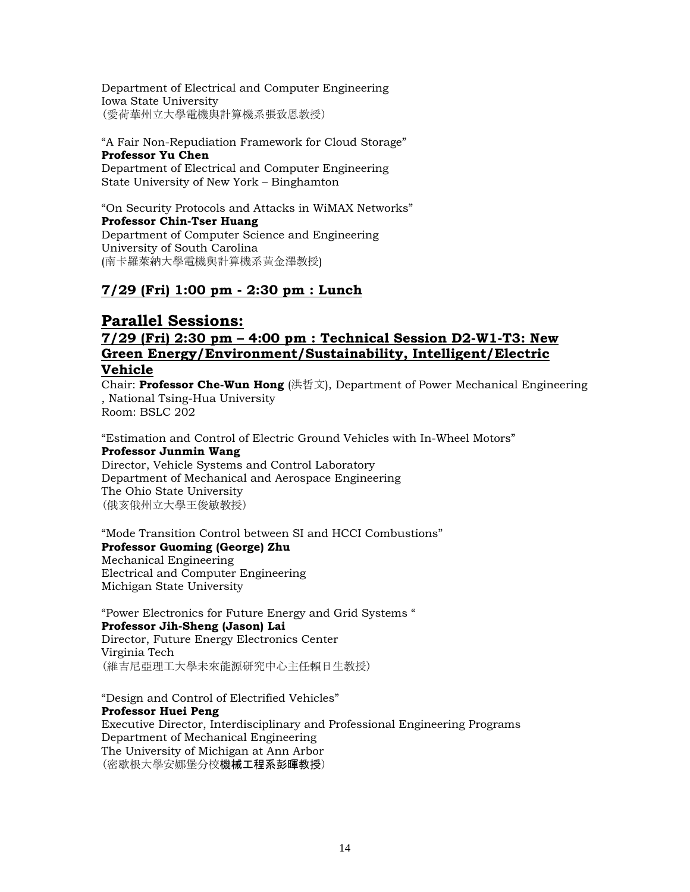Department of Electrical and Computer Engineering
Iowa State University
(愛荷華州立大學電機與計算機系張致恩教授)

“A Fair Non-Repudiation Framework for Cloud Storage”
**Professor Yu Chen**
Department of Electrical and Computer Engineering
State University of New York – Binghamton

“On Security Protocols and Attacks in WiMAX Networks”
**Professor Chin-Tser Huang**
Department of Computer Science and Engineering
University of South Carolina
(南卡羅萊納大學電機與計算機系黃金澤教授)

## 7/29 (Fri) 1:00 pm - 2:30 pm : Lunch

# Parallel Sessions:

## 7/29 (Fri) 2:30 pm – 4:00 pm : Technical Session D2-W1-T3: New Green Energy/Environment/Sustainability, Intelligent/Electric Vehicle

Chair: **Professor Che-Wun Hong** (洪哲文), Department of Power Mechanical Engineering , National Tsing-Hua University
Room: BSLC 202

“Estimation and Control of Electric Ground Vehicles with In-Wheel Motors”
**Professor Junmin Wang**
Director, Vehicle Systems and Control Laboratory
Department of Mechanical and Aerospace Engineering
The Ohio State University
(俄亥俄州立大學王俊敏教授)

“Mode Transition Control between SI and HCCI Combustions”
**Professor Guoming (George) Zhu**
Mechanical Engineering
Electrical and Computer Engineering
Michigan State University

“Power Electronics for Future Energy and Grid Systems “
**Professor Jih-Sheng (Jason) Lai**
Director, Future Energy Electronics Center
Virginia Tech
(維吉尼亞理工大學未來能源研究中心主任賴日生教授)

“Design and Control of Electrified Vehicles”
**Professor Huei Peng**
Executive Director, Interdisciplinary and Professional Engineering Programs
Department of Mechanical Engineering
The University of Michigan at Ann Arbor
(密歇根大學安娜堡分校**機械工程系彭暉教授**)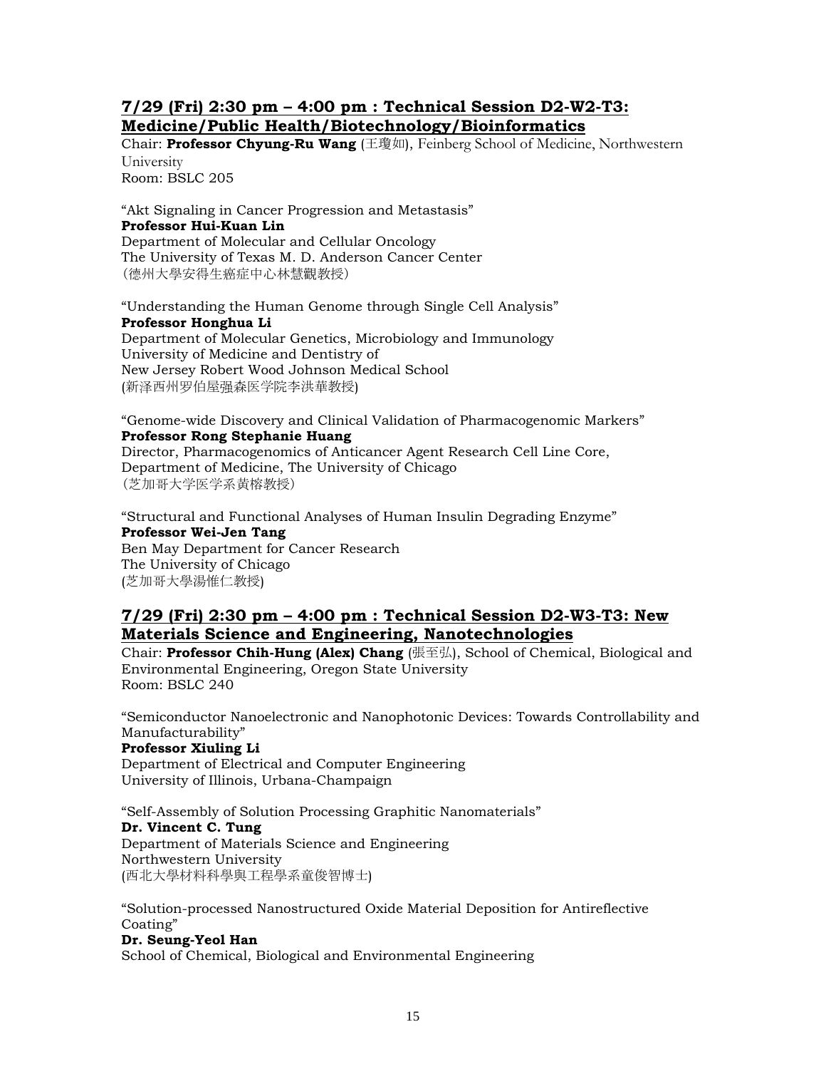## 7/29 (Fri) 2:30 pm – 4:00 pm : Technical Session D2-W2-T3: Medicine/Public Health/Biotechnology/Bioinformatics

Chair: **Professor Chyung-Ru Wang** (王瓊如), Feinberg School of Medicine, Northwestern University
Room: BSLC 205

"Akt Signaling in Cancer Progression and Metastasis"
**Professor Hui-Kuan Lin**
Department of Molecular and Cellular Oncology
The University of Texas M. D. Anderson Cancer Center
（德州大學安得生癌症中心林慧觀教授）

"Understanding the Human Genome through Single Cell Analysis"
**Professor Honghua Li**
Department of Molecular Genetics, Microbiology and Immunology
University of Medicine and Dentistry of
New Jersey Robert Wood Johnson Medical School
(新泽西州罗伯屋强森医学院李洪華教授)

"Genome-wide Discovery and Clinical Validation of Pharmacogenomic Markers"
**Professor Rong Stephanie Huang**
Director, Pharmacogenomics of Anticancer Agent Research Cell Line Core,
Department of Medicine, The University of Chicago
（芝加哥大学医学系黄榕教授）

"Structural and Functional Analyses of Human Insulin Degrading Enzyme"
**Professor Wei-Jen Tang**
Ben May Department for Cancer Research
The University of Chicago
(芝加哥大學湯惟仁教授)

## 7/29 (Fri) 2:30 pm – 4:00 pm : Technical Session D2-W3-T3: New Materials Science and Engineering, Nanotechnologies

Chair: **Professor Chih-Hung (Alex) Chang** (張至弘), School of Chemical, Biological and Environmental Engineering, Oregon State University
Room: BSLC 240

"Semiconductor Nanoelectronic and Nanophotonic Devices: Towards Controllability and Manufacturability"
**Professor Xiuling Li**
Department of Electrical and Computer Engineering
University of Illinois, Urbana-Champaign

"Self-Assembly of Solution Processing Graphitic Nanomaterials"
**Dr. Vincent C. Tung**
Department of Materials Science and Engineering
Northwestern University
(西北大學材料科學與工程學系童俊智博士)

"Solution-processed Nanostructured Oxide Material Deposition for Antireflective Coating"
**Dr. Seung-Yeol Han**
School of Chemical, Biological and Environmental Engineering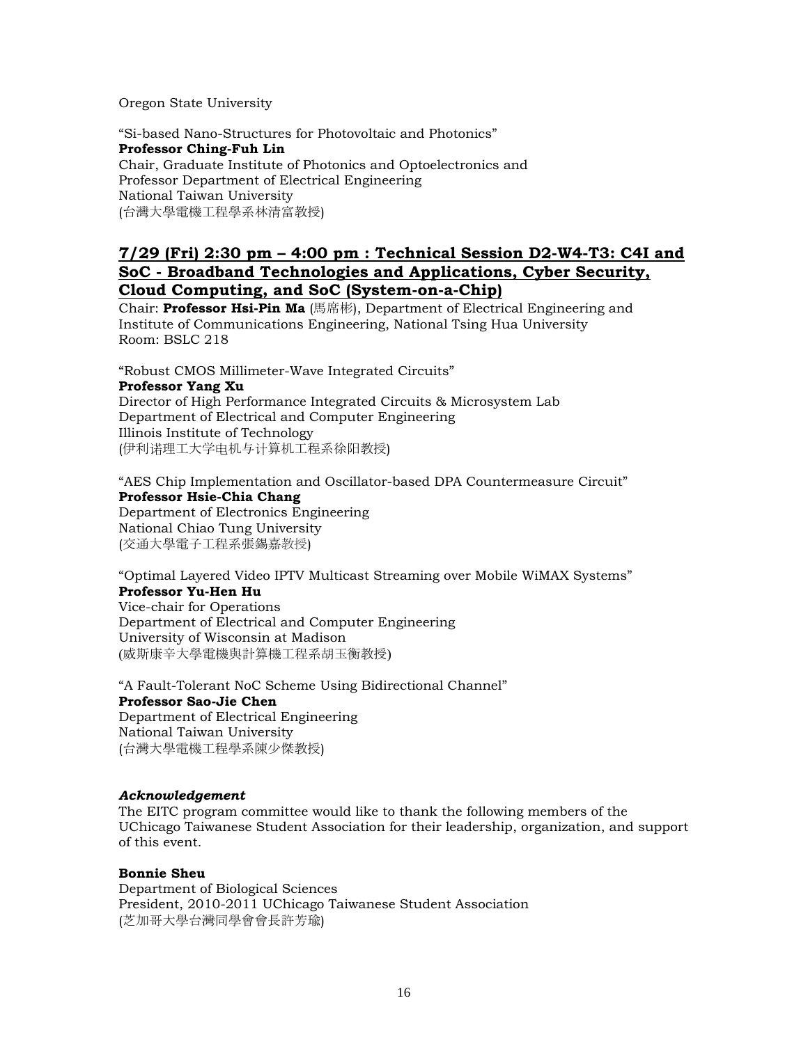Oregon State University

"Si-based Nano-Structures for Photovoltaic and Photonics"
**Professor Ching-Fuh Lin**
Chair, Graduate Institute of Photonics and Optoelectronics and
Professor Department of Electrical Engineering
National Taiwan University
(台灣大學電機工程學系林清富教授)

## 7/29 (Fri) 2:30 pm – 4:00 pm : Technical Session D2-W4-T3: C4I and SoC - Broadband Technologies and Applications, Cyber Security, Cloud Computing, and SoC (System-on-a-Chip)

Chair: **Professor Hsi-Pin Ma** (馬席彬), Department of Electrical Engineering and Institute of Communications Engineering, National Tsing Hua University
Room: BSLC 218

"Robust CMOS Millimeter-Wave Integrated Circuits"
**Professor Yang Xu**
Director of High Performance Integrated Circuits & Microsystem Lab
Department of Electrical and Computer Engineering
Illinois Institute of Technology
(伊利诺理工大学电机与计算机工程系徐阳教授)

"AES Chip Implementation and Oscillator-based DPA Countermeasure Circuit"
**Professor Hsie-Chia Chang**
Department of Electronics Engineering
National Chiao Tung University
(交通大學電子工程系張錫嘉教授)

"Optimal Layered Video IPTV Multicast Streaming over Mobile WiMAX Systems"
**Professor Yu-Hen Hu**
Vice-chair for Operations
Department of Electrical and Computer Engineering
University of Wisconsin at Madison
(威斯康辛大學電機與計算機工程系胡玉衡教授)

"A Fault-Tolerant NoC Scheme Using Bidirectional Channel"
**Professor Sao-Jie Chen**
Department of Electrical Engineering
National Taiwan University
(台灣大學電機工程學系陳少傑教授)

***Acknowledgement***

The EITC program committee would like to thank the following members of the UChicago Taiwanese Student Association for their leadership, organization, and support of this event.

**Bonnie Sheu**
Department of Biological Sciences
President, 2010-2011 UChicago Taiwanese Student Association
(芝加哥大學台灣同學會會長許芳瑜)